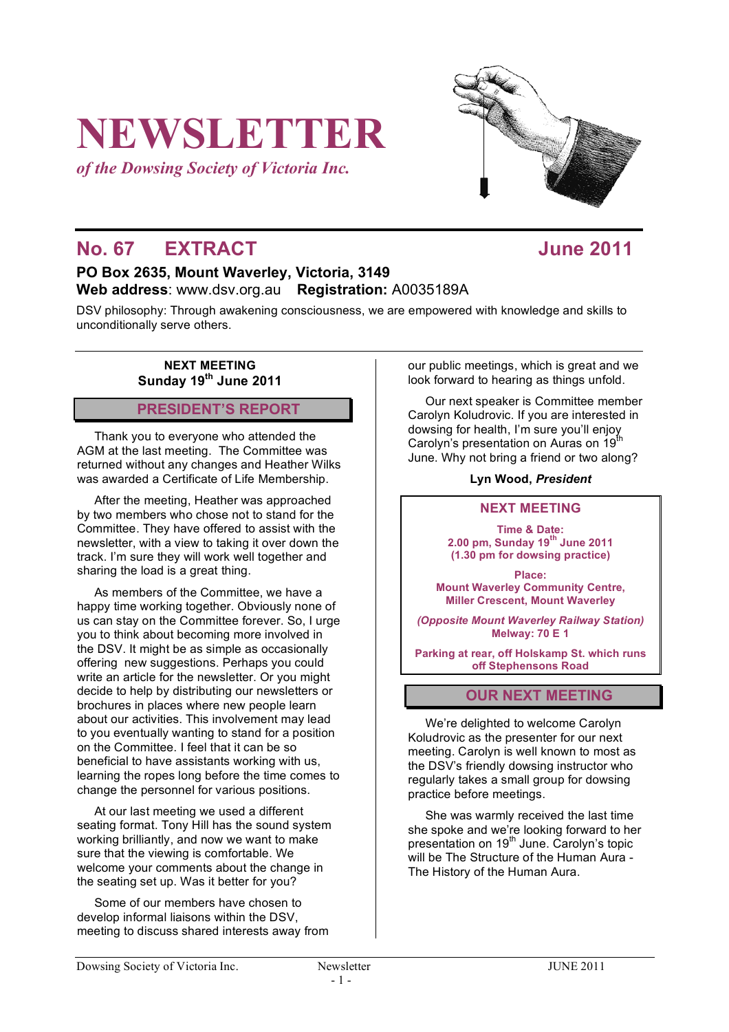# NEWSLETTER

*of the Dowsing Society of Victoria Inc.*

## No. 67 EXTRACT June 2011

**PO Box 2635, Mount Waverley, Victoria, 3149**
**Web address**: www.dsv.org.au **Registration:** A0035189A

DSV philosophy: Through awakening consciousness, we are empowered with knowledge and skills to unconditionally serve others.

**NEXT MEETING**
**Sunday 19th June 2011**

## PRESIDENT'S REPORT

Thank you to everyone who attended the AGM at the last meeting. The Committee was returned without any changes and Heather Wilks was awarded a Certificate of Life Membership.

After the meeting, Heather was approached by two members who chose not to stand for the Committee. They have offered to assist with the newsletter, with a view to taking it over down the track. I'm sure they will work well together and sharing the load is a great thing.

As members of the Committee, we have a happy time working together. Obviously none of us can stay on the Committee forever. So, I urge you to think about becoming more involved in the DSV. It might be as simple as occasionally offering new suggestions. Perhaps you could write an article for the newsletter. Or you might decide to help by distributing our newsletters or brochures in places where new people learn about our activities. This involvement may lead to you eventually wanting to stand for a position on the Committee. I feel that it can be so beneficial to have assistants working with us, learning the ropes long before the time comes to change the personnel for various positions.

At our last meeting we used a different seating format. Tony Hill has the sound system working brilliantly, and now we want to make sure that the viewing is comfortable. We welcome your comments about the change in the seating set up. Was it better for you?

Some of our members have chosen to develop informal liaisons within the DSV, meeting to discuss shared interests away from our public meetings, which is great and we look forward to hearing as things unfold.

Our next speaker is Committee member Carolyn Koludrovic. If you are interested in dowsing for health, I'm sure you'll enjoy Carolyn's presentation on Auras on 19th June. Why not bring a friend or two along?

**Lyn Wood, *President***

## NEXT MEETING

**Time & Date:**
**2.00 pm, Sunday 19th June 2011**
**(1.30 pm for dowsing practice)**

**Place:**
**Mount Waverley Community Centre, Miller Crescent, Mount Waverley**

***(Opposite Mount Waverley Railway Station)***
**Melway: 70 E 1**

**Parking at rear, off Holskamp St. which runs off Stephensons Road**

## OUR NEXT MEETING

We're delighted to welcome Carolyn Koludrovic as the presenter for our next meeting. Carolyn is well known to most as the DSV's friendly dowsing instructor who regularly takes a small group for dowsing practice before meetings.

She was warmly received the last time she spoke and we're looking forward to her presentation on 19th June. Carolyn's topic will be The Structure of the Human Aura - The History of the Human Aura.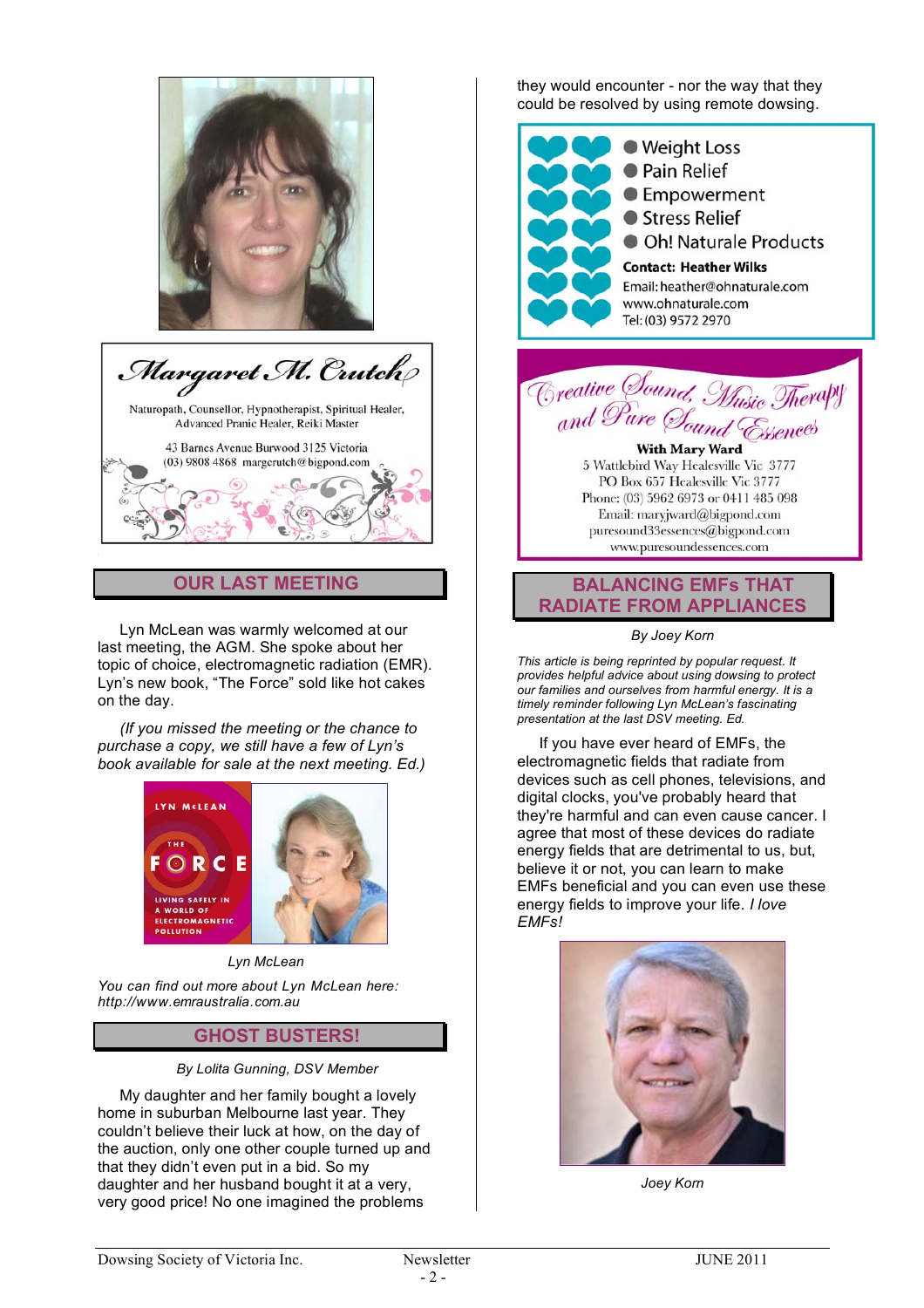**Margaret M. Crutch**

Naturopath, Counsellor, Hypnotherapist, Spiritual Healer, Advanced Pranic Healer, Reiki Master

43 Barnes Avenue Burwood 3125 Victoria
(03) 9808 4868 margcrutch@bigpond.com

## OUR LAST MEETING

Lyn McLean was warmly welcomed at our last meeting, the AGM. She spoke about her topic of choice, electromagnetic radiation (EMR). Lyn's new book, "The Force" sold like hot cakes on the day.

*(If you missed the meeting or the chance to purchase a copy, we still have a few of Lyn's book available for sale at the next meeting. Ed.)*

*Lyn McLean*

*You can find out more about Lyn McLean here: http://www.emraustralia.com.au*

## GHOST BUSTERS!

*By Lolita Gunning, DSV Member*

My daughter and her family bought a lovely home in suburban Melbourne last year. They couldn't believe their luck at how, on the day of the auction, only one other couple turned up and that they didn't even put in a bid. So my daughter and her husband bought it at a very, very good price! No one imagined the problems they would encounter - nor the way that they could be resolved by using remote dowsing.

- Weight Loss
- Pain Relief
- Empowerment
- Stress Relief
- Oh! Naturale Products

**Contact: Heather Wilks**
Email: heather@ohnaturale.com
www.ohnaturale.com
Tel: (03) 9572 2970

**Creative Sound, Music Therapy and Pure Sound Essences**

**With Mary Ward**
5 Wattlebird Way Healesville Vic 3777
PO Box 657 Healesville Vic 3777
Phone: (03) 5962 6973 or 0411 485 098
Email: maryjward@bigpond.com
puresound33essences@bigpond.com
www.puresoundessences.com

## BALANCING EMFs THAT RADIATE FROM APPLIANCES

*By Joey Korn*

*This article is being reprinted by popular request. It provides helpful advice about using dowsing to protect our families and ourselves from harmful energy. It is a timely reminder following Lyn McLean's fascinating presentation at the last DSV meeting. Ed.*

If you have ever heard of EMFs, the electromagnetic fields that radiate from devices such as cell phones, televisions, and digital clocks, you've probably heard that they're harmful and can even cause cancer. I agree that most of these devices do radiate energy fields that are detrimental to us, but, believe it or not, you can learn to make EMFs beneficial and you can even use these energy fields to improve your life. *I love EMFs!*

*Joey Korn*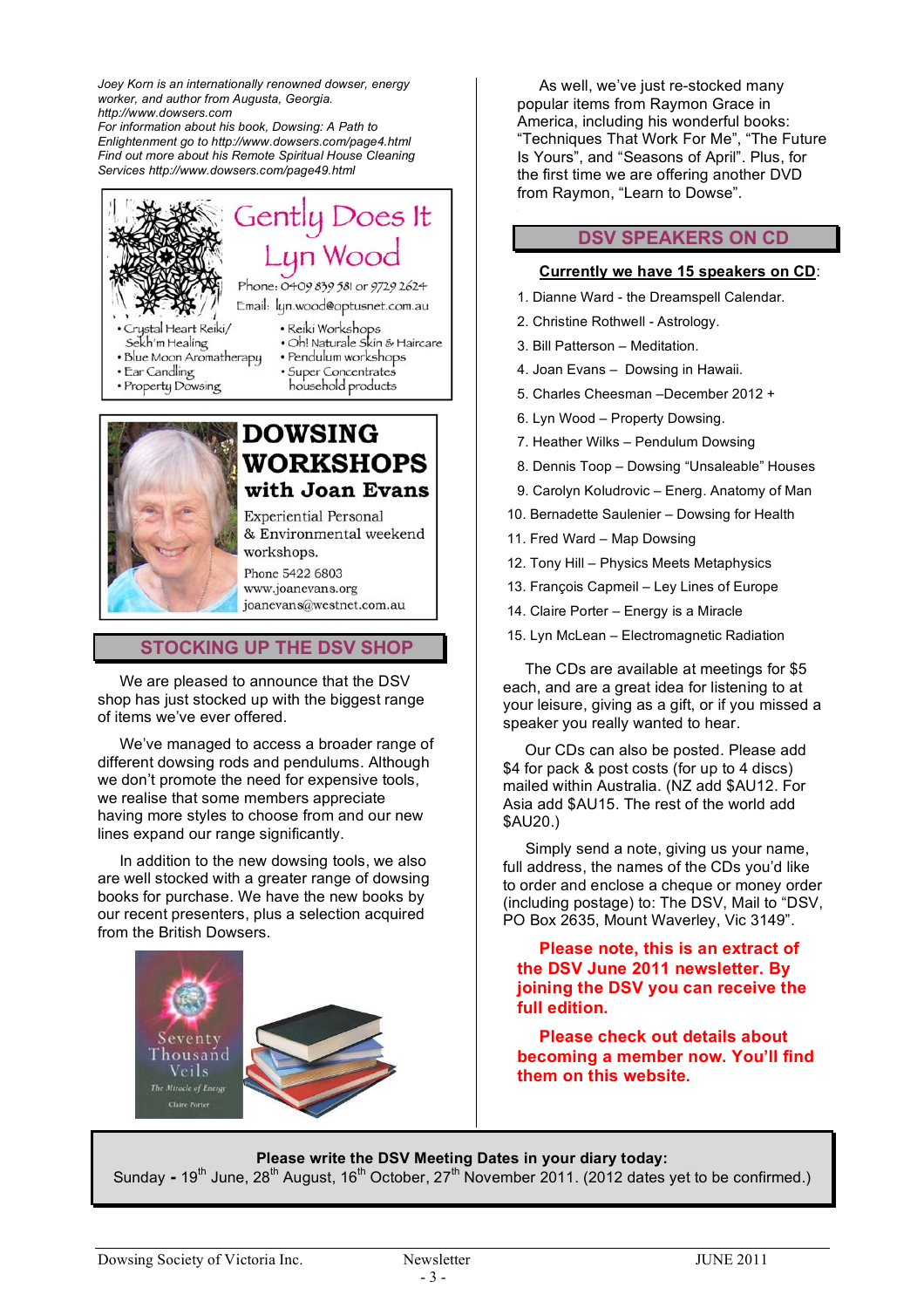*Joey Korn is an internationally renowned dowser, energy worker, and author from Augusta, Georgia. http://www.dowsers.com*
*For information about his book, Dowsing: A Path to Enlightenment go to http://www.dowsers.com/page4.html*
*Find out more about his Remote Spiritual House Cleaning Services http://www.dowsers.com/page49.html*

**Gently Does It**
**Lyn Wood**
Phone: 0409 839 581 or 9729 2624
Email: lyn.wood@optusnet.com.au

- Crystal Heart Reiki/ Sekh'm Healing
- Blue Moon Aromatherapy
- Ear Candling
- Property Dowsing
- Reiki Workshops
- Oh! Naturale Skin & Haircare
- Pendulum workshops
- Super Concentrates household products

**DOWSING WORKSHOPS with Joan Evans**
Experiential Personal & Environmental weekend workshops.
Phone 5422 6803
www.joanevans.org
joanevans@westnet.com.au

## STOCKING UP THE DSV SHOP

We are pleased to announce that the DSV shop has just stocked up with the biggest range of items we've ever offered.

We've managed to access a broader range of different dowsing rods and pendulums. Although we don't promote the need for expensive tools, we realise that some members appreciate having more styles to choose from and our new lines expand our range significantly.

In addition to the new dowsing tools, we also are well stocked with a greater range of dowsing books for purchase. We have the new books by our recent presenters, plus a selection acquired from the British Dowsers.

Seventy Thousand Veils
The Miracle of Energy
Claire Porter

As well, we've just re-stocked many popular items from Raymon Grace in America, including his wonderful books: "Techniques That Work For Me", "The Future Is Yours", and "Seasons of April". Plus, for the first time we are offering another DVD from Raymon, "Learn to Dowse".

## DSV SPEAKERS ON CD

**Currently we have 15 speakers on CD**:

1. Dianne Ward - the Dreamspell Calendar.
2. Christine Rothwell - Astrology.
3. Bill Patterson – Meditation.
4. Joan Evans – Dowsing in Hawaii.
5. Charles Cheesman –December 2012 +
6. Lyn Wood – Property Dowsing.
7. Heather Wilks – Pendulum Dowsing
8. Dennis Toop – Dowsing "Unsaleable" Houses
9. Carolyn Koludrovic – Energ. Anatomy of Man
10. Bernadette Saulenier – Dowsing for Health
11. Fred Ward – Map Dowsing
12. Tony Hill – Physics Meets Metaphysics
13. François Capmeil – Ley Lines of Europe
14. Claire Porter – Energy is a Miracle
15. Lyn McLean – Electromagnetic Radiation

The CDs are available at meetings for $5 each, and are a great idea for listening to at your leisure, giving as a gift, or if you missed a speaker you really wanted to hear.

Our CDs can also be posted. Please add $4 for pack & post costs (for up to 4 discs) mailed within Australia. (NZ add $AU12. For Asia add $AU15. The rest of the world add $AU20.)

Simply send a note, giving us your name, full address, the names of the CDs you'd like to order and enclose a cheque or money order (including postage) to: The DSV, Mail to "DSV, PO Box 2635, Mount Waverley, Vic 3149".

**Please note, this is an extract of the DSV June 2011 newsletter. By joining the DSV you can receive the full edition.**

**Please check out details about becoming a member now. You'll find them on this website.**

**Please write the DSV Meeting Dates in your diary today:**
Sunday **-** 19th June, 28th August, 16th October, 27th November 2011. (2012 dates yet to be confirmed.)